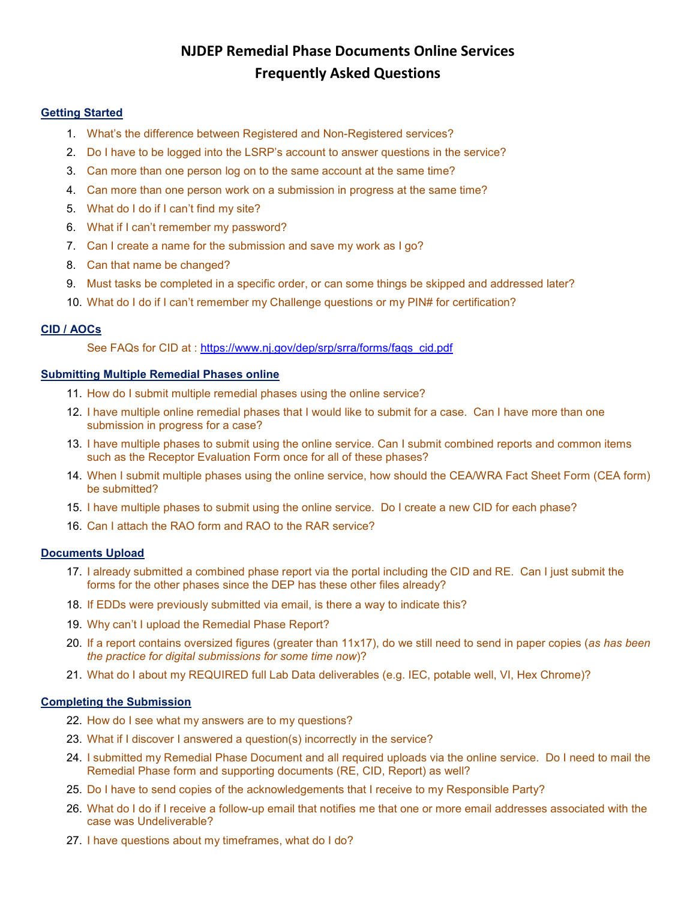# NJDEP Remedial Phase Documents Online Services
# Frequently Asked Questions

## Getting Started

1. What's the difference between Registered and Non-Registered services?
2. Do I have to be logged into the LSRP's account to answer questions in the service?
3. Can more than one person log on to the same account at the same time?
4. Can more than one person work on a submission in progress at the same time?
5. What do I do if I can't find my site?
6. What if I can't remember my password?
7. Can I create a name for the submission and save my work as I go?
8. Can that name be changed?
9. Must tasks be completed in a specific order, or can some things be skipped and addressed later?
10. What do I do if I can't remember my Challenge questions or my PIN# for certification?

## CID / AOCs

See FAQs for CID at : https://www.nj.gov/dep/srp/srra/forms/faqs_cid.pdf

## Submitting Multiple Remedial Phases online

11. How do I submit multiple remedial phases using the online service?
12. I have multiple online remedial phases that I would like to submit for a case. Can I have more than one submission in progress for a case?
13. I have multiple phases to submit using the online service. Can I submit combined reports and common items such as the Receptor Evaluation Form once for all of these phases?
14. When I submit multiple phases using the online service, how should the CEA/WRA Fact Sheet Form (CEA form) be submitted?
15. I have multiple phases to submit using the online service. Do I create a new CID for each phase?
16. Can I attach the RAO form and RAO to the RAR service?

## Documents Upload

17. I already submitted a combined phase report via the portal including the CID and RE. Can I just submit the forms for the other phases since the DEP has these other files already?
18. If EDDs were previously submitted via email, is there a way to indicate this?
19. Why can't I upload the Remedial Phase Report?
20. If a report contains oversized figures (greater than 11x17), do we still need to send in paper copies (*as has been the practice for digital submissions for some time now*)?
21. What do I about my REQUIRED full Lab Data deliverables (e.g. IEC, potable well, VI, Hex Chrome)?

## Completing the Submission

22. How do I see what my answers are to my questions?
23. What if I discover I answered a question(s) incorrectly in the service?
24. I submitted my Remedial Phase Document and all required uploads via the online service. Do I need to mail the Remedial Phase form and supporting documents (RE, CID, Report) as well?
25. Do I have to send copies of the acknowledgements that I receive to my Responsible Party?
26. What do I do if I receive a follow-up email that notifies me that one or more email addresses associated with the case was Undeliverable?
27. I have questions about my timeframes, what do I do?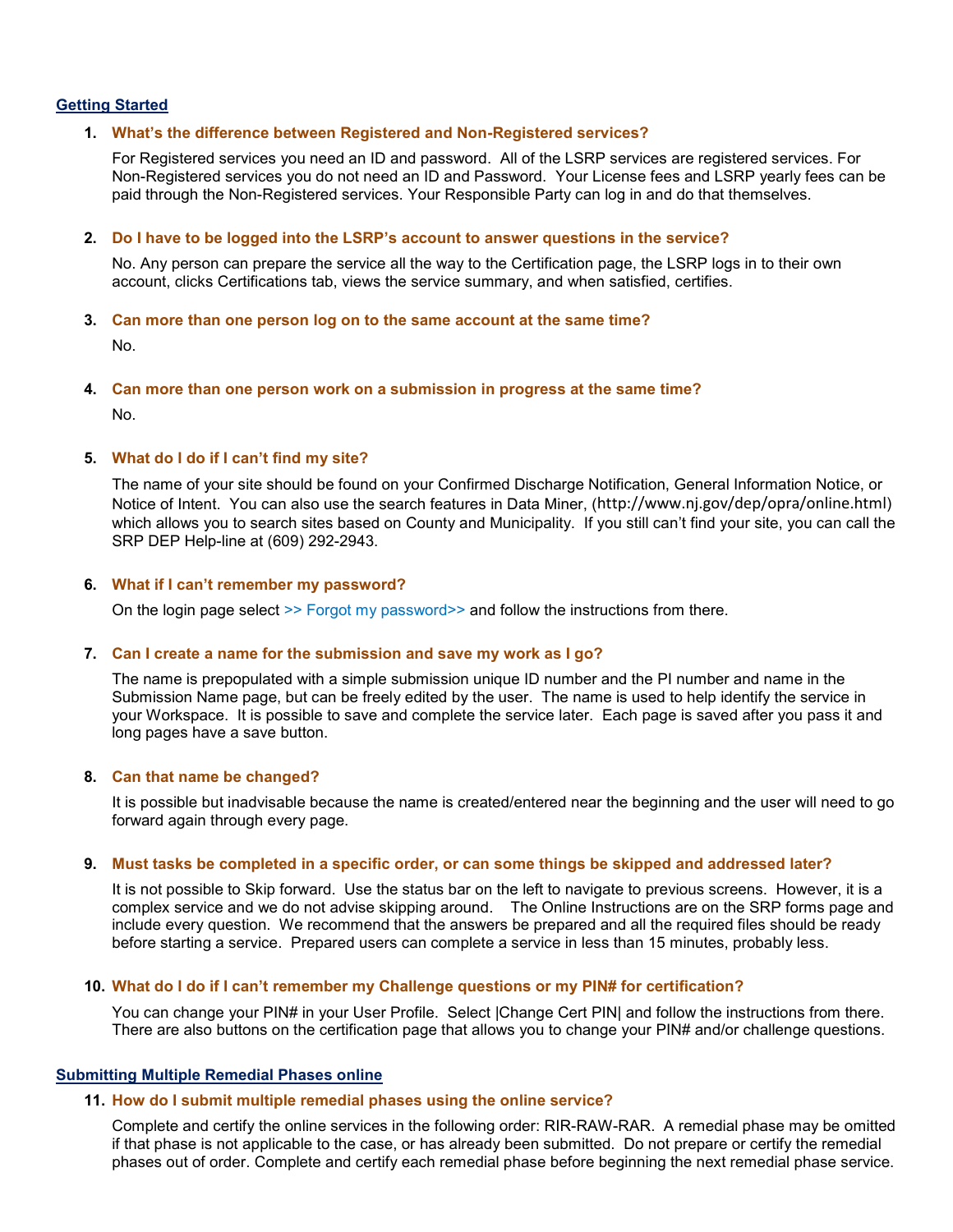## Getting Started

1. **What's the difference between Registered and Non-Registered services?**

   For Registered services you need an ID and password. All of the LSRP services are registered services. For Non-Registered services you do not need an ID and Password. Your License fees and LSRP yearly fees can be paid through the Non-Registered services. Your Responsible Party can log in and do that themselves.

2. **Do I have to be logged into the LSRP's account to answer questions in the service?**

   No. Any person can prepare the service all the way to the Certification page, the LSRP logs in to their own account, clicks Certifications tab, views the service summary, and when satisfied, certifies.

3. **Can more than one person log on to the same account at the same time?**

   No.

4. **Can more than one person work on a submission in progress at the same time?**

   No.

5. **What do I do if I can't find my site?**

   The name of your site should be found on your Confirmed Discharge Notification, General Information Notice, or Notice of Intent. You can also use the search features in Data Miner, (http://www.nj.gov/dep/opra/online.html) which allows you to search sites based on County and Municipality. If you still can't find your site, you can call the SRP DEP Help-line at (609) 292-2943.

6. **What if I can't remember my password?**

   On the login page select >> Forgot my password>> and follow the instructions from there.

7. **Can I create a name for the submission and save my work as I go?**

   The name is prepopulated with a simple submission unique ID number and the PI number and name in the Submission Name page, but can be freely edited by the user. The name is used to help identify the service in your Workspace. It is possible to save and complete the service later. Each page is saved after you pass it and long pages have a save button.

8. **Can that name be changed?**

   It is possible but inadvisable because the name is created/entered near the beginning and the user will need to go forward again through every page.

9. **Must tasks be completed in a specific order, or can some things be skipped and addressed later?**

   It is not possible to Skip forward. Use the status bar on the left to navigate to previous screens. However, it is a complex service and we do not advise skipping around. The Online Instructions are on the SRP forms page and include every question. We recommend that the answers be prepared and all the required files should be ready before starting a service. Prepared users can complete a service in less than 15 minutes, probably less.

10. **What do I do if I can't remember my Challenge questions or my PIN# for certification?**

    You can change your PIN# in your User Profile. Select |Change Cert PIN| and follow the instructions from there. There are also buttons on the certification page that allows you to change your PIN# and/or challenge questions.

## Submitting Multiple Remedial Phases online

11. **How do I submit multiple remedial phases using the online service?**

    Complete and certify the online services in the following order: RIR-RAW-RAR. A remedial phase may be omitted if that phase is not applicable to the case, or has already been submitted. Do not prepare or certify the remedial phases out of order. Complete and certify each remedial phase before beginning the next remedial phase service.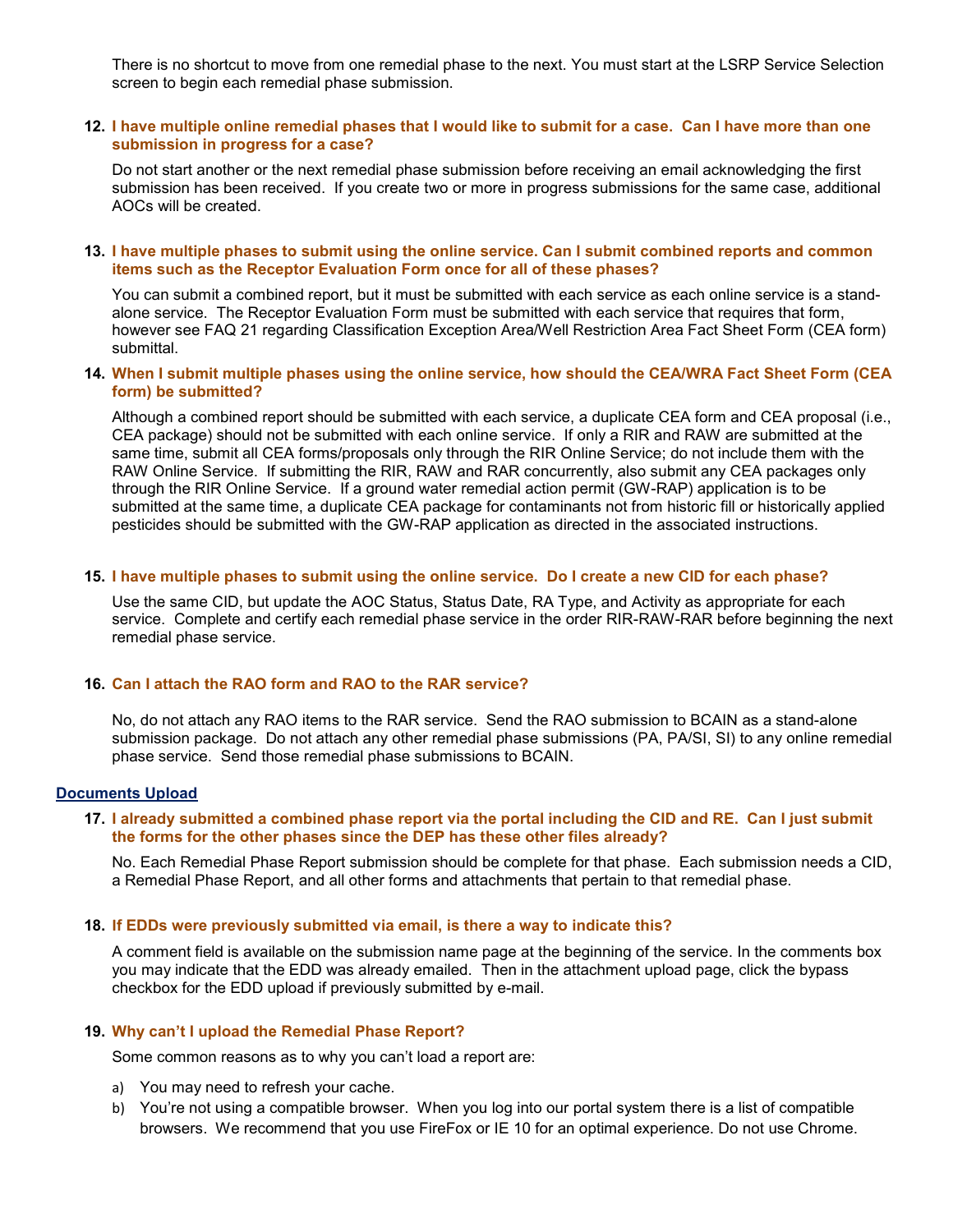There is no shortcut to move from one remedial phase to the next. You must start at the LSRP Service Selection screen to begin each remedial phase submission.

12. **I have multiple online remedial phases that I would like to submit for a case. Can I have more than one submission in progress for a case?**

    Do not start another or the next remedial phase submission before receiving an email acknowledging the first submission has been received. If you create two or more in progress submissions for the same case, additional AOCs will be created.

13. **I have multiple phases to submit using the online service. Can I submit combined reports and common items such as the Receptor Evaluation Form once for all of these phases?**

    You can submit a combined report, but it must be submitted with each service as each online service is a stand-alone service. The Receptor Evaluation Form must be submitted with each service that requires that form, however see FAQ 21 regarding Classification Exception Area/Well Restriction Area Fact Sheet Form (CEA form) submittal.

14. **When I submit multiple phases using the online service, how should the CEA/WRA Fact Sheet Form (CEA form) be submitted?**

    Although a combined report should be submitted with each service, a duplicate CEA form and CEA proposal (i.e., CEA package) should not be submitted with each online service. If only a RIR and RAW are submitted at the same time, submit all CEA forms/proposals only through the RIR Online Service; do not include them with the RAW Online Service. If submitting the RIR, RAW and RAR concurrently, also submit any CEA packages only through the RIR Online Service. If a ground water remedial action permit (GW-RAP) application is to be submitted at the same time, a duplicate CEA package for contaminants not from historic fill or historically applied pesticides should be submitted with the GW-RAP application as directed in the associated instructions.

15. **I have multiple phases to submit using the online service. Do I create a new CID for each phase?**

    Use the same CID, but update the AOC Status, Status Date, RA Type, and Activity as appropriate for each service. Complete and certify each remedial phase service in the order RIR-RAW-RAR before beginning the next remedial phase service.

16. **Can I attach the RAO form and RAO to the RAR service?**

    No, do not attach any RAO items to the RAR service. Send the RAO submission to BCAIN as a stand-alone submission package. Do not attach any other remedial phase submissions (PA, PA/SI, SI) to any online remedial phase service. Send those remedial phase submissions to BCAIN.

## Documents Upload

17. **I already submitted a combined phase report via the portal including the CID and RE. Can I just submit the forms for the other phases since the DEP has these other files already?**

    No. Each Remedial Phase Report submission should be complete for that phase. Each submission needs a CID, a Remedial Phase Report, and all other forms and attachments that pertain to that remedial phase.

18. **If EDDs were previously submitted via email, is there a way to indicate this?**

    A comment field is available on the submission name page at the beginning of the service. In the comments box you may indicate that the EDD was already emailed. Then in the attachment upload page, click the bypass checkbox for the EDD upload if previously submitted by e-mail.

19. **Why can't I upload the Remedial Phase Report?**

    Some common reasons as to why you can't load a report are:

    a) You may need to refresh your cache.
    b) You're not using a compatible browser. When you log into our portal system there is a list of compatible browsers. We recommend that you use FireFox or IE 10 for an optimal experience. Do not use Chrome.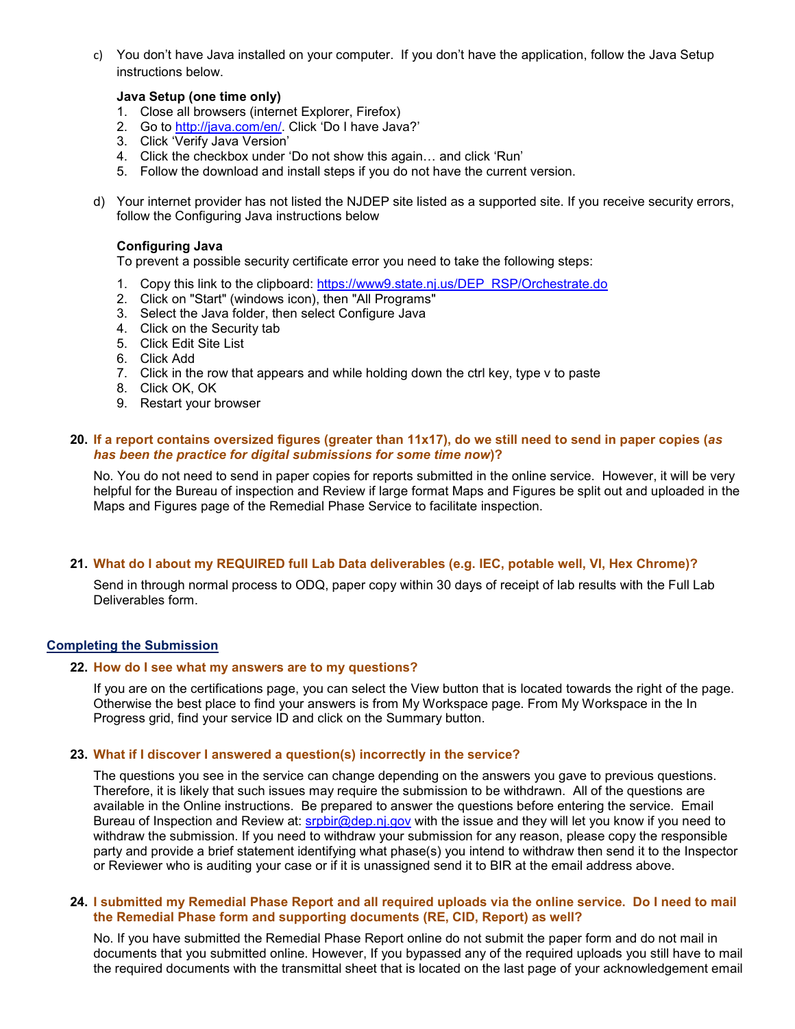c) You don't have Java installed on your computer. If you don't have the application, follow the Java Setup instructions below.

**Java Setup (one time only)**

1. Close all browsers (internet Explorer, Firefox)
2. Go to http://java.com/en/. Click 'Do I have Java?'
3. Click 'Verify Java Version'
4. Click the checkbox under 'Do not show this again… and click 'Run'
5. Follow the download and install steps if you do not have the current version.

d) Your internet provider has not listed the NJDEP site listed as a supported site. If you receive security errors, follow the Configuring Java instructions below

**Configuring Java**

To prevent a possible security certificate error you need to take the following steps:

1. Copy this link to the clipboard: https://www9.state.nj.us/DEP_RSP/Orchestrate.do
2. Click on "Start" (windows icon), then "All Programs"
3. Select the Java folder, then select Configure Java
4. Click on the Security tab
5. Click Edit Site List
6. Click Add
7. Click in the row that appears and while holding down the ctrl key, type v to paste
8. Click OK, OK
9. Restart your browser

**20. If a report contains oversized figures (greater than 11x17), do we still need to send in paper copies (*as has been the practice for digital submissions for some time now*)?**

No. You do not need to send in paper copies for reports submitted in the online service. However, it will be very helpful for the Bureau of inspection and Review if large format Maps and Figures be split out and uploaded in the Maps and Figures page of the Remedial Phase Service to facilitate inspection.

**21. What do I about my REQUIRED full Lab Data deliverables (e.g. IEC, potable well, VI, Hex Chrome)?**

Send in through normal process to ODQ, paper copy within 30 days of receipt of lab results with the Full Lab Deliverables form.

## Completing the Submission

**22. How do I see what my answers are to my questions?**

If you are on the certifications page, you can select the View button that is located towards the right of the page. Otherwise the best place to find your answers is from My Workspace page. From My Workspace in the In Progress grid, find your service ID and click on the Summary button.

**23. What if I discover I answered a question(s) incorrectly in the service?**

The questions you see in the service can change depending on the answers you gave to previous questions. Therefore, it is likely that such issues may require the submission to be withdrawn. All of the questions are available in the Online instructions. Be prepared to answer the questions before entering the service. Email Bureau of Inspection and Review at: srpbir@dep.nj.gov with the issue and they will let you know if you need to withdraw the submission. If you need to withdraw your submission for any reason, please copy the responsible party and provide a brief statement identifying what phase(s) you intend to withdraw then send it to the Inspector or Reviewer who is auditing your case or if it is unassigned send it to BIR at the email address above.

**24. I submitted my Remedial Phase Report and all required uploads via the online service. Do I need to mail the Remedial Phase form and supporting documents (RE, CID, Report) as well?**

No. If you have submitted the Remedial Phase Report online do not submit the paper form and do not mail in documents that you submitted online. However, If you bypassed any of the required uploads you still have to mail the required documents with the transmittal sheet that is located on the last page of your acknowledgement email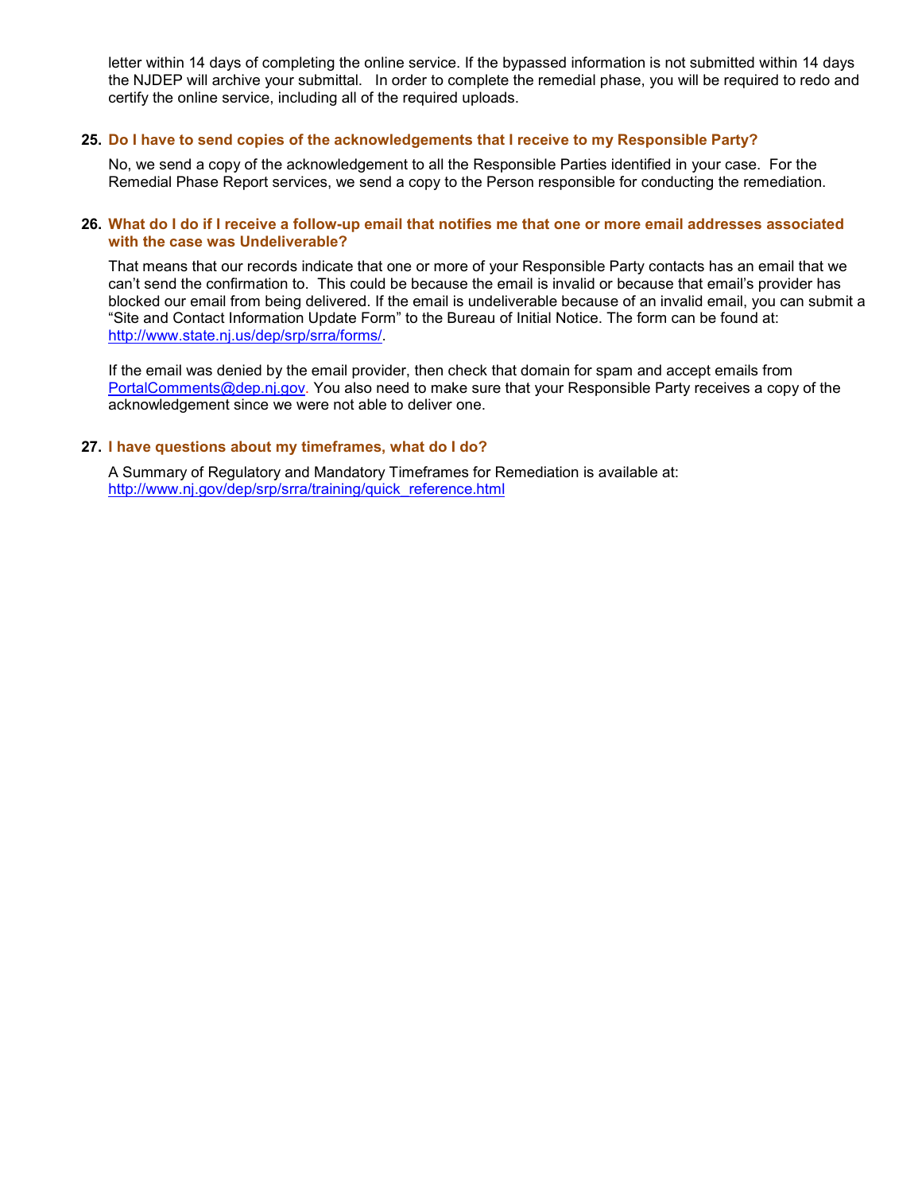letter within 14 days of completing the online service. If the bypassed information is not submitted within 14 days the NJDEP will archive your submittal. In order to complete the remedial phase, you will be required to redo and certify the online service, including all of the required uploads.

**25. Do I have to send copies of the acknowledgements that I receive to my Responsible Party?**

No, we send a copy of the acknowledgement to all the Responsible Parties identified in your case. For the Remedial Phase Report services, we send a copy to the Person responsible for conducting the remediation.

**26. What do I do if I receive a follow-up email that notifies me that one or more email addresses associated with the case was Undeliverable?**

That means that our records indicate that one or more of your Responsible Party contacts has an email that we can't send the confirmation to. This could be because the email is invalid or because that email's provider has blocked our email from being delivered. If the email is undeliverable because of an invalid email, you can submit a "Site and Contact Information Update Form" to the Bureau of Initial Notice. The form can be found at: [http://www.state.nj.us/dep/srp/srra/forms/](http://www.state.nj.us/dep/srp/srra/forms/).

If the email was denied by the email provider, then check that domain for spam and accept emails from [PortalComments@dep.nj.gov](mailto:PortalComments@dep.nj.gov). You also need to make sure that your Responsible Party receives a copy of the acknowledgement since we were not able to deliver one.

**27. I have questions about my timeframes, what do I do?**

A Summary of Regulatory and Mandatory Timeframes for Remediation is available at: [http://www.nj.gov/dep/srp/srra/training/quick_reference.html](http://www.nj.gov/dep/srp/srra/training/quick_reference.html)